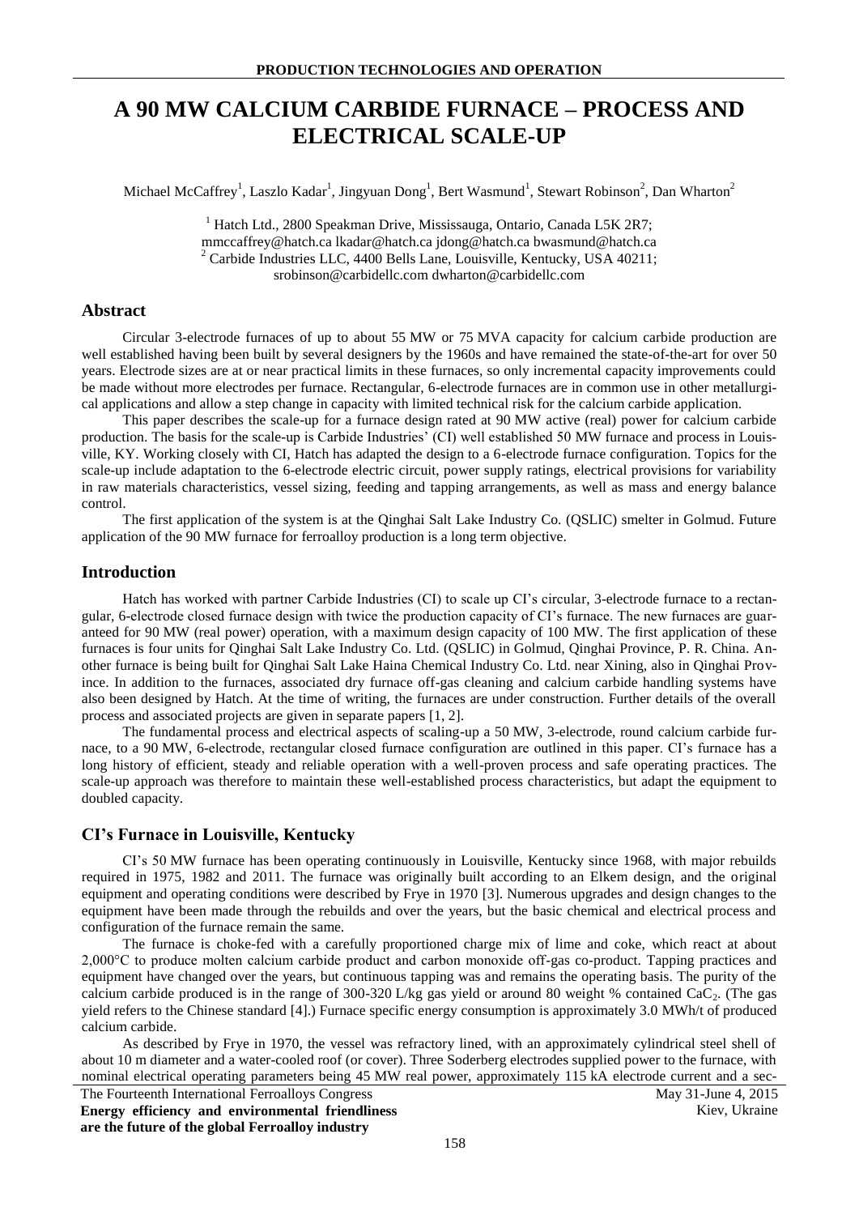# A 90 MW CALCIUM CARBIDE FURNACE – PROCESS AND ELECTRICAL SCALE-UP

Michael McCaffrey[1], Laszlo Kadar[1], Jingyuan Dong[1], Bert Wasmund[1], Stewart Robinson[2], Dan Wharton[2]

[1] Hatch Ltd., 2800 Speakman Drive, Mississauga, Ontario, Canada L5K 2R7;
mmccaffrey@hatch.ca lkadar@hatch.ca jdong@hatch.ca bwasmund@hatch.ca
[2] Carbide Industries LLC, 4400 Bells Lane, Louisville, Kentucky, USA 40211;
srobinson@carbidellc.com dwharton@carbidellc.com

## Abstract

Circular 3-electrode furnaces of up to about 55 MW or 75 MVA capacity for calcium carbide production are well established having been built by several designers by the 1960s and have remained the state-of-the-art for over 50 years. Electrode sizes are at or near practical limits in these furnaces, so only incremental capacity improvements could be made without more electrodes per furnace. Rectangular, 6-electrode furnaces are in common use in other metallurgical applications and allow a step change in capacity with limited technical risk for the calcium carbide application.

This paper describes the scale-up for a furnace design rated at 90 MW active (real) power for calcium carbide production. The basis for the scale-up is Carbide Industries' (CI) well established 50 MW furnace and process in Louisville, KY. Working closely with CI, Hatch has adapted the design to a 6-electrode furnace configuration. Topics for the scale-up include adaptation to the 6-electrode electric circuit, power supply ratings, electrical provisions for variability in raw materials characteristics, vessel sizing, feeding and tapping arrangements, as well as mass and energy balance control.

The first application of the system is at the Qinghai Salt Lake Industry Co. (QSLIC) smelter in Golmud. Future application of the 90 MW furnace for ferroalloy production is a long term objective.

## Introduction

Hatch has worked with partner Carbide Industries (CI) to scale up CI's circular, 3-electrode furnace to a rectangular, 6-electrode closed furnace design with twice the production capacity of CI's furnace. The new furnaces are guaranteed for 90 MW (real power) operation, with a maximum design capacity of 100 MW. The first application of these furnaces is four units for Qinghai Salt Lake Industry Co. Ltd. (QSLIC) in Golmud, Qinghai Province, P. R. China. Another furnace is being built for Qinghai Salt Lake Haina Chemical Industry Co. Ltd. near Xining, also in Qinghai Province. In addition to the furnaces, associated dry furnace off-gas cleaning and calcium carbide handling systems have also been designed by Hatch. At the time of writing, the furnaces are under construction. Further details of the overall process and associated projects are given in separate papers [1, 2].

The fundamental process and electrical aspects of scaling-up a 50 MW, 3-electrode, round calcium carbide furnace, to a 90 MW, 6-electrode, rectangular closed furnace configuration are outlined in this paper. CI's furnace has a long history of efficient, steady and reliable operation with a well-proven process and safe operating practices. The scale-up approach was therefore to maintain these well-established process characteristics, but adapt the equipment to doubled capacity.

## CI's Furnace in Louisville, Kentucky

CI's 50 MW furnace has been operating continuously in Louisville, Kentucky since 1968, with major rebuilds required in 1975, 1982 and 2011. The furnace was originally built according to an Elkem design, and the original equipment and operating conditions were described by Frye in 1970 [3]. Numerous upgrades and design changes to the equipment have been made through the rebuilds and over the years, but the basic chemical and electrical process and configuration of the furnace remain the same.

The furnace is choke-fed with a carefully proportioned charge mix of lime and coke, which react at about 2,000°C to produce molten calcium carbide product and carbon monoxide off-gas co-product. Tapping practices and equipment have changed over the years, but continuous tapping was and remains the operating basis. The purity of the calcium carbide produced is in the range of 300-320 L/kg gas yield or around 80 weight % contained $CaC_2$. (The gas yield refers to the Chinese standard [4].) Furnace specific energy consumption is approximately 3.0 MWh/t of produced calcium carbide.

As described by Frye in 1970, the vessel was refractory lined, with an approximately cylindrical steel shell of about 10 m diameter and a water-cooled roof (or cover). Three Soderberg electrodes supplied power to the furnace, with nominal electrical operating parameters being 45 MW real power, approximately 115 kA electrode current and a sec-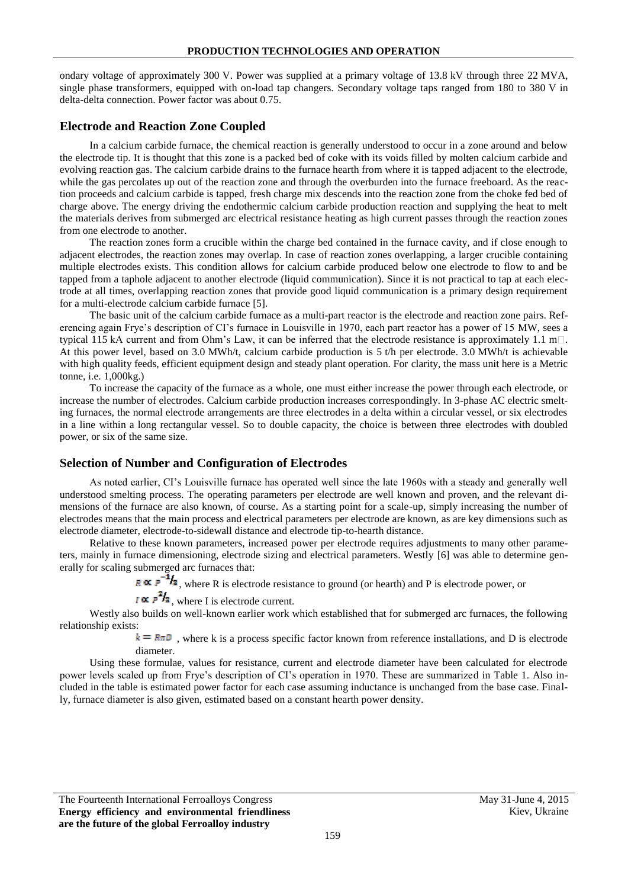ondary voltage of approximately 300 V. Power was supplied at a primary voltage of 13.8 kV through three 22 MVA, single phase transformers, equipped with on-load tap changers. Secondary voltage taps ranged from 180 to 380 V in delta-delta connection. Power factor was about 0.75.

## Electrode and Reaction Zone Coupled

In a calcium carbide furnace, the chemical reaction is generally understood to occur in a zone around and below the electrode tip. It is thought that this zone is a packed bed of coke with its voids filled by molten calcium carbide and evolving reaction gas. The calcium carbide drains to the furnace hearth from where it is tapped adjacent to the electrode, while the gas percolates up out of the reaction zone and through the overburden into the furnace freeboard. As the reaction proceeds and calcium carbide is tapped, fresh charge mix descends into the reaction zone from the choke fed bed of charge above. The energy driving the endothermic calcium carbide production reaction and supplying the heat to melt the materials derives from submerged arc electrical resistance heating as high current passes through the reaction zones from one electrode to another.

The reaction zones form a crucible within the charge bed contained in the furnace cavity, and if close enough to adjacent electrodes, the reaction zones may overlap. In case of reaction zones overlapping, a larger crucible containing multiple electrodes exists. This condition allows for calcium carbide produced below one electrode to flow to and be tapped from a taphole adjacent to another electrode (liquid communication). Since it is not practical to tap at each electrode at all times, overlapping reaction zones that provide good liquid communication is a primary design requirement for a multi-electrode calcium carbide furnace [5].

The basic unit of the calcium carbide furnace as a multi-part reactor is the electrode and reaction zone pairs. Referencing again Frye's description of CI's furnace in Louisville in 1970, each part reactor has a power of 15 MW, sees a typical 115 kA current and from Ohm's Law, it can be inferred that the electrode resistance is approximately 1.1 mΩ. At this power level, based on 3.0 MWh/t, calcium carbide production is 5 t/h per electrode. 3.0 MWh/t is achievable with high quality feeds, efficient equipment design and steady plant operation. For clarity, the mass unit here is a Metric tonne, i.e. 1,000kg.)

To increase the capacity of the furnace as a whole, one must either increase the power through each electrode, or increase the number of electrodes. Calcium carbide production increases correspondingly. In 3-phase AC electric smelting furnaces, the normal electrode arrangements are three electrodes in a delta within a circular vessel, or six electrodes in a line within a long rectangular vessel. So to double capacity, the choice is between three electrodes with doubled power, or six of the same size.

## Selection of Number and Configuration of Electrodes

As noted earlier, CI's Louisville furnace has operated well since the late 1960s with a steady and generally well understood smelting process. The operating parameters per electrode are well known and proven, and the relevant dimensions of the furnace are also known, of course. As a starting point for a scale-up, simply increasing the number of electrodes means that the main process and electrical parameters per electrode are known, as are key dimensions such as electrode diameter, electrode-to-sidewall distance and electrode tip-to-hearth distance.

Relative to these known parameters, increased power per electrode requires adjustments to many other parameters, mainly in furnace dimensioning, electrode sizing and electrical parameters. Westly [6] was able to determine generally for scaling submerged arc furnaces that:

$R \propto P^{-1/3}$, where R is electrode resistance to ground (or hearth) and P is electrode power, or

$I \propto P^{2/3}$, where I is electrode current.

Westly also builds on well-known earlier work which established that for submerged arc furnaces, the following relationship exists:

$k = R\pi D$ , where k is a process specific factor known from reference installations, and D is electrode diameter.

Using these formulae, values for resistance, current and electrode diameter have been calculated for electrode power levels scaled up from Frye's description of CI's operation in 1970. These are summarized in Table 1. Also included in the table is estimated power factor for each case assuming inductance is unchanged from the base case. Finally, furnace diameter is also given, estimated based on a constant hearth power density.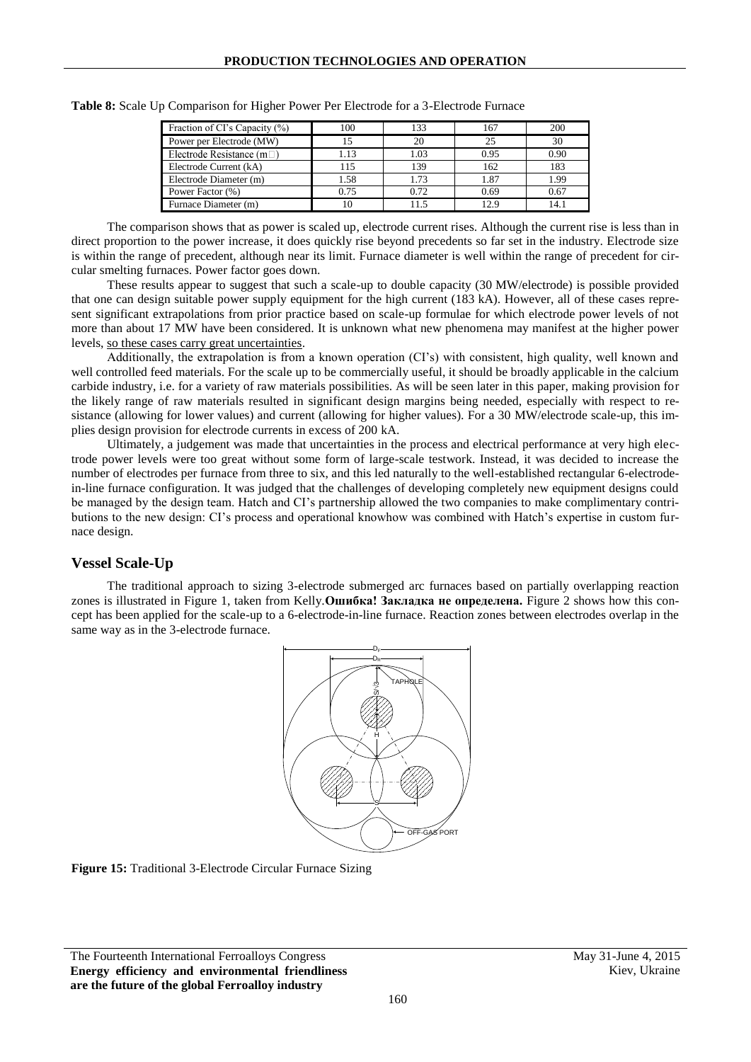**Table 8:** Scale Up Comparison for Higher Power Per Electrode for a 3-Electrode Furnace

| Fraction of CI's Capacity (%) | 100 | 133 | 167 | 200 |
|---|---|---|---|---|
| Power per Electrode (MW) | 15 | 20 | 25 | 30 |
| Electrode Resistance (m□) | 1.13 | 1.03 | 0.95 | 0.90 |
| Electrode Current (kA) | 115 | 139 | 162 | 183 |
| Electrode Diameter (m) | 1.58 | 1.73 | 1.87 | 1.99 |
| Power Factor (%) | 0.75 | 0.72 | 0.69 | 0.67 |
| Furnace Diameter (m) | 10 | 11.5 | 12.9 | 14.1 |

The comparison shows that as power is scaled up, electrode current rises. Although the current rise is less than in direct proportion to the power increase, it does quickly rise beyond precedents so far set in the industry. Electrode size is within the range of precedent, although near its limit. Furnace diameter is well within the range of precedent for circular smelting furnaces. Power factor goes down.

These results appear to suggest that such a scale-up to double capacity (30 MW/electrode) is possible provided that one can design suitable power supply equipment for the high current (183 kA). However, all of these cases represent significant extrapolations from prior practice based on scale-up formulae for which electrode power levels of not more than about 17 MW have been considered. It is unknown what new phenomena may manifest at the higher power levels, so these cases carry great uncertainties.

Additionally, the extrapolation is from a known operation (CI's) with consistent, high quality, well known and well controlled feed materials. For the scale up to be commercially useful, it should be broadly applicable in the calcium carbide industry, i.e. for a variety of raw materials possibilities. As will be seen later in this paper, making provision for the likely range of raw materials resulted in significant design margins being needed, especially with respect to resistance (allowing for lower values) and current (allowing for higher values). For a 30 MW/electrode scale-up, this implies design provision for electrode currents in excess of 200 kA.

Ultimately, a judgement was made that uncertainties in the process and electrical performance at very high electrode power levels were too great without some form of large-scale testwork. Instead, it was decided to increase the number of electrodes per furnace from three to six, and this led naturally to the well-established rectangular 6-electrode-in-line furnace configuration. It was judged that the challenges of developing completely new equipment designs could be managed by the design team. Hatch and CI's partnership allowed the two companies to make complimentary contributions to the new design: CI's process and operational knowhow was combined with Hatch's expertise in custom furnace design.

## Vessel Scale-Up

The traditional approach to sizing 3-electrode submerged arc furnaces based on partially overlapping reaction zones is illustrated in Figure 1, taken from Kelly.**Ошибка! Закладка не определена.** Figure 2 shows how this concept has been applied for the scale-up to a 6-electrode-in-line furnace. Reaction zones between electrodes overlap in the same way as in the 3-electrode furnace.

**Figure 15:** Traditional 3-Electrode Circular Furnace Sizing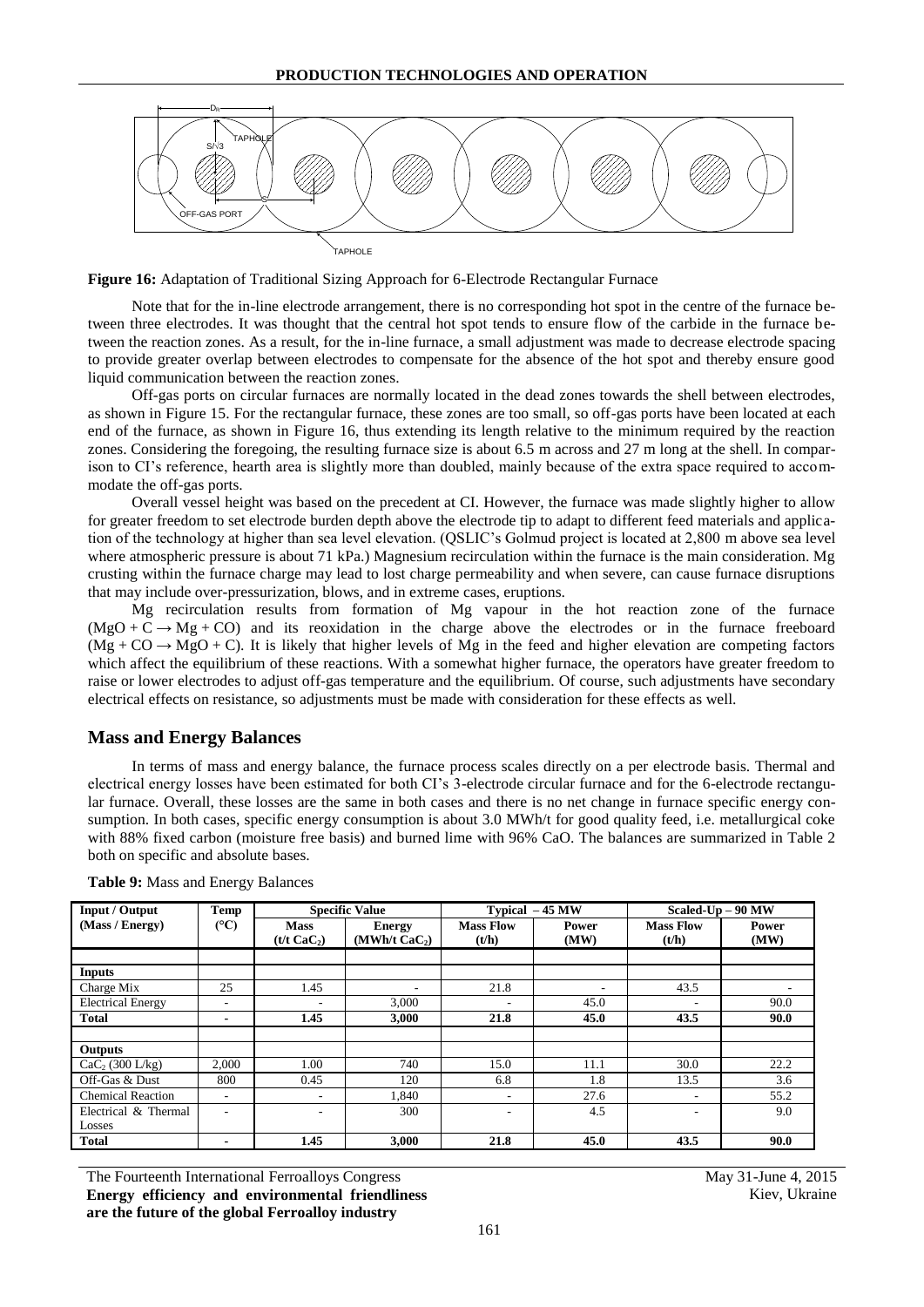**Figure 16:** Adaptation of Traditional Sizing Approach for 6-Electrode Rectangular Furnace

Note that for the in-line electrode arrangement, there is no corresponding hot spot in the centre of the furnace between three electrodes. It was thought that the central hot spot tends to ensure flow of the carbide in the furnace between the reaction zones. As a result, for the in-line furnace, a small adjustment was made to decrease electrode spacing to provide greater overlap between electrodes to compensate for the absence of the hot spot and thereby ensure good liquid communication between the reaction zones.

Off-gas ports on circular furnaces are normally located in the dead zones towards the shell between electrodes, as shown in Figure 15. For the rectangular furnace, these zones are too small, so off-gas ports have been located at each end of the furnace, as shown in Figure 16, thus extending its length relative to the minimum required by the reaction zones. Considering the foregoing, the resulting furnace size is about 6.5 m across and 27 m long at the shell. In comparison to CI's reference, hearth area is slightly more than doubled, mainly because of the extra space required to accommodate the off-gas ports.

Overall vessel height was based on the precedent at CI. However, the furnace was made slightly higher to allow for greater freedom to set electrode burden depth above the electrode tip to adapt to different feed materials and application of the technology at higher than sea level elevation. (QSLIC's Golmud project is located at 2,800 m above sea level where atmospheric pressure is about 71 kPa.) Magnesium recirculation within the furnace is the main consideration. Mg crusting within the furnace charge may lead to lost charge permeability and when severe, can cause furnace disruptions that may include over-pressurization, blows, and in extreme cases, eruptions.

Mg recirculation results from formation of Mg vapour in the hot reaction zone of the furnace ($MgO + C \rightarrow Mg + CO$) and its reoxidation in the charge above the electrodes or in the furnace freeboard ($Mg + CO \rightarrow MgO + C$). It is likely that higher levels of Mg in the feed and higher elevation are competing factors which affect the equilibrium of these reactions. With a somewhat higher furnace, the operators have greater freedom to raise or lower electrodes to adjust off-gas temperature and the equilibrium. Of course, such adjustments have secondary electrical effects on resistance, so adjustments must be made with consideration for these effects as well.

## Mass and Energy Balances

In terms of mass and energy balance, the furnace process scales directly on a per electrode basis. Thermal and electrical energy losses have been estimated for both CI's 3-electrode circular furnace and for the 6-electrode rectangular furnace. Overall, these losses are the same in both cases and there is no net change in furnace specific energy consumption. In both cases, specific energy consumption is about 3.0 MWh/t for good quality feed, i.e. metallurgical coke with 88% fixed carbon (moisture free basis) and burned lime with 96% CaO. The balances are summarized in Table 2 both on specific and absolute bases.

**Table 9:** Mass and Energy Balances

| Input / Output (Mass / Energy) | Temp (°C) | Specific Value | | Typical – 45 MW | | Scaled-Up – 90 MW | |
|---|---|---|---|---|---|---|---|
| | | Mass (t/t $CaC_2$) | Energy (MWh/t $CaC_2$) | Mass Flow (t/h) | Power (MW) | Mass Flow (t/h) | Power (MW) |
| **Inputs** | | | | | | | |
| Charge Mix | 25 | 1.45 | - | 21.8 | - | 43.5 | - |
| Electrical Energy | - | - | 3,000 | - | 45.0 | - | 90.0 |
| **Total** | - | **1.45** | **3,000** | **21.8** | **45.0** | **43.5** | **90.0** |
| **Outputs** | | | | | | | |
| $CaC_2$ (300 L/kg) | 2,000 | 1.00 | 740 | 15.0 | 11.1 | 30.0 | 22.2 |
| Off-Gas & Dust | 800 | 0.45 | 120 | 6.8 | 1.8 | 13.5 | 3.6 |
| Chemical Reaction | - | - | 1,840 | - | 27.6 | - | 55.2 |
| Electrical & Thermal Losses | - | - | 300 | - | 4.5 | - | 9.0 |
| **Total** | - | **1.45** | **3,000** | **21.8** | **45.0** | **43.5** | **90.0** |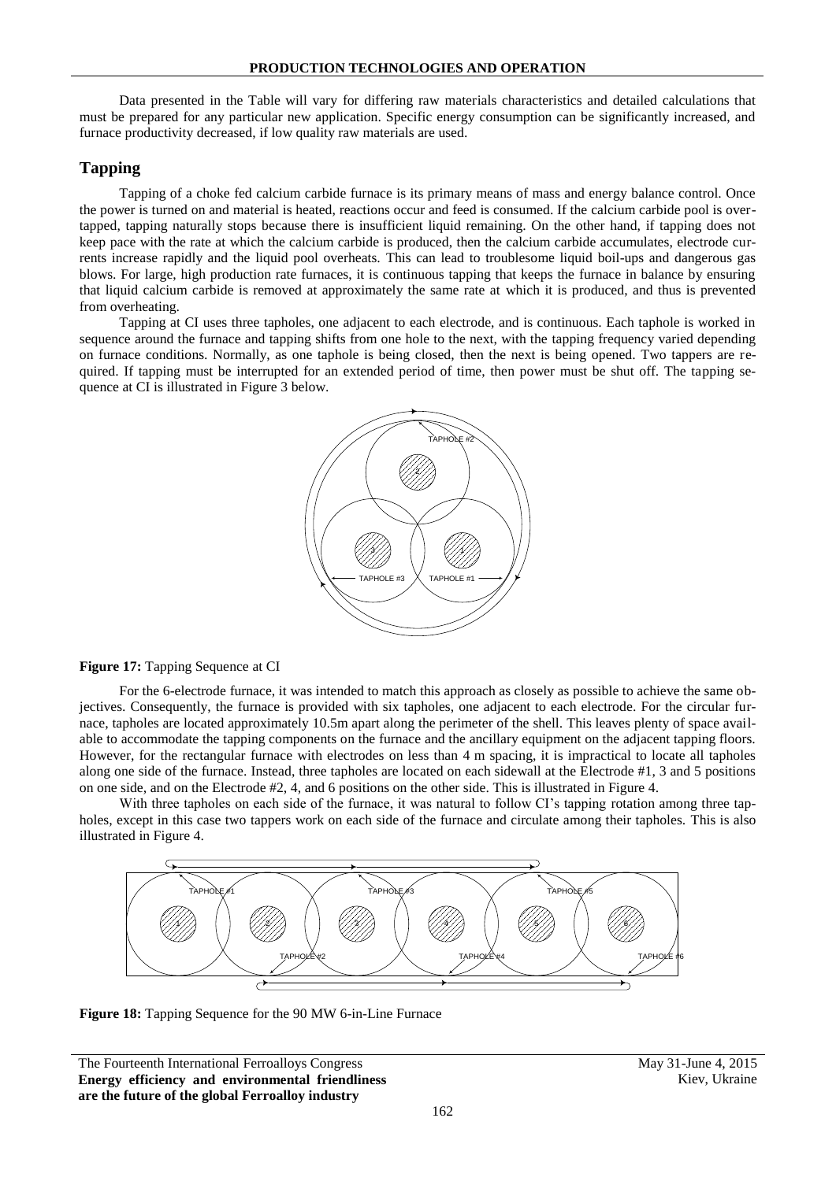Data presented in the Table will vary for differing raw materials characteristics and detailed calculations that must be prepared for any particular new application. Specific energy consumption can be significantly increased, and furnace productivity decreased, if low quality raw materials are used.

## Tapping

Tapping of a choke fed calcium carbide furnace is its primary means of mass and energy balance control. Once the power is turned on and material is heated, reactions occur and feed is consumed. If the calcium carbide pool is over-tapped, tapping naturally stops because there is insufficient liquid remaining. On the other hand, if tapping does not keep pace with the rate at which the calcium carbide is produced, then the calcium carbide accumulates, electrode currents increase rapidly and the liquid pool overheats. This can lead to troublesome liquid boil-ups and dangerous gas blows. For large, high production rate furnaces, it is continuous tapping that keeps the furnace in balance by ensuring that liquid calcium carbide is removed at approximately the same rate at which it is produced, and thus is prevented from overheating.

Tapping at CI uses three tapholes, one adjacent to each electrode, and is continuous. Each taphole is worked in sequence around the furnace and tapping shifts from one hole to the next, with the tapping frequency varied depending on furnace conditions. Normally, as one taphole is being closed, then the next is being opened. Two tappers are required. If tapping must be interrupted for an extended period of time, then power must be shut off. The tapping sequence at CI is illustrated in Figure 3 below.

**Figure 17:** Tapping Sequence at CI

For the 6-electrode furnace, it was intended to match this approach as closely as possible to achieve the same objectives. Consequently, the furnace is provided with six tapholes, one adjacent to each electrode. For the circular furnace, tapholes are located approximately 10.5m apart along the perimeter of the shell. This leaves plenty of space available to accommodate the tapping components on the furnace and the ancillary equipment on the adjacent tapping floors. However, for the rectangular furnace with electrodes on less than 4 m spacing, it is impractical to locate all tapholes along one side of the furnace. Instead, three tapholes are located on each sidewall at the Electrode #1, 3 and 5 positions on one side, and on the Electrode #2, 4, and 6 positions on the other side. This is illustrated in Figure 4.

With three tapholes on each side of the furnace, it was natural to follow CI's tapping rotation among three tapholes, except in this case two tappers work on each side of the furnace and circulate among their tapholes. This is also illustrated in Figure 4.

**Figure 18:** Tapping Sequence for the 90 MW 6-in-Line Furnace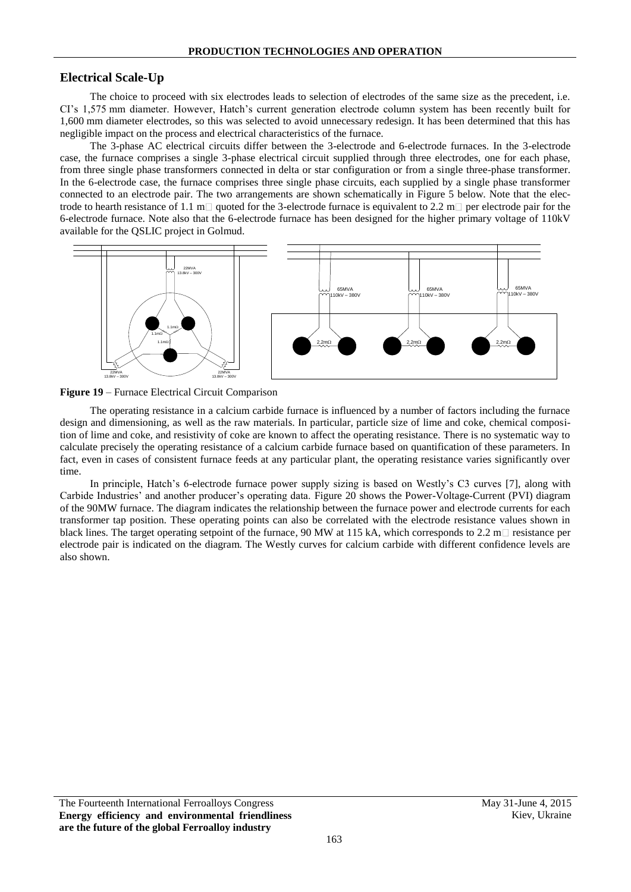## Electrical Scale-Up

The choice to proceed with six electrodes leads to selection of electrodes of the same size as the precedent, i.e. CI's 1,575 mm diameter. However, Hatch's current generation electrode column system has been recently built for 1,600 mm diameter electrodes, so this was selected to avoid unnecessary redesign. It has been determined that this has negligible impact on the process and electrical characteristics of the furnace.

The 3-phase AC electrical circuits differ between the 3-electrode and 6-electrode furnaces. In the 3-electrode case, the furnace comprises a single 3-phase electrical circuit supplied through three electrodes, one for each phase, from three single phase transformers connected in delta or star configuration or from a single three-phase transformer. In the 6-electrode case, the furnace comprises three single phase circuits, each supplied by a single phase transformer connected to an electrode pair. The two arrangements are shown schematically in Figure 5 below. Note that the electrode to hearth resistance of 1.1 m quoted for the 3-electrode furnace is equivalent to 2.2 m per electrode pair for the 6-electrode furnace. Note also that the 6-electrode furnace has been designed for the higher primary voltage of 110kV available for the QSLIC project in Golmud.

**Figure 19** – Furnace Electrical Circuit Comparison

The operating resistance in a calcium carbide furnace is influenced by a number of factors including the furnace design and dimensioning, as well as the raw materials. In particular, particle size of lime and coke, chemical composition of lime and coke, and resistivity of coke are known to affect the operating resistance. There is no systematic way to calculate precisely the operating resistance of a calcium carbide furnace based on quantification of these parameters. In fact, even in cases of consistent furnace feeds at any particular plant, the operating resistance varies significantly over time.

In principle, Hatch's 6-electrode furnace power supply sizing is based on Westly's C3 curves [7], along with Carbide Industries' and another producer's operating data. Figure 20 shows the Power-Voltage-Current (PVI) diagram of the 90MW furnace. The diagram indicates the relationship between the furnace power and electrode currents for each transformer tap position. These operating points can also be correlated with the electrode resistance values shown in black lines. The target operating setpoint of the furnace, 90 MW at 115 kA, which corresponds to 2.2 m resistance per electrode pair is indicated on the diagram. The Westly curves for calcium carbide with different confidence levels are also shown.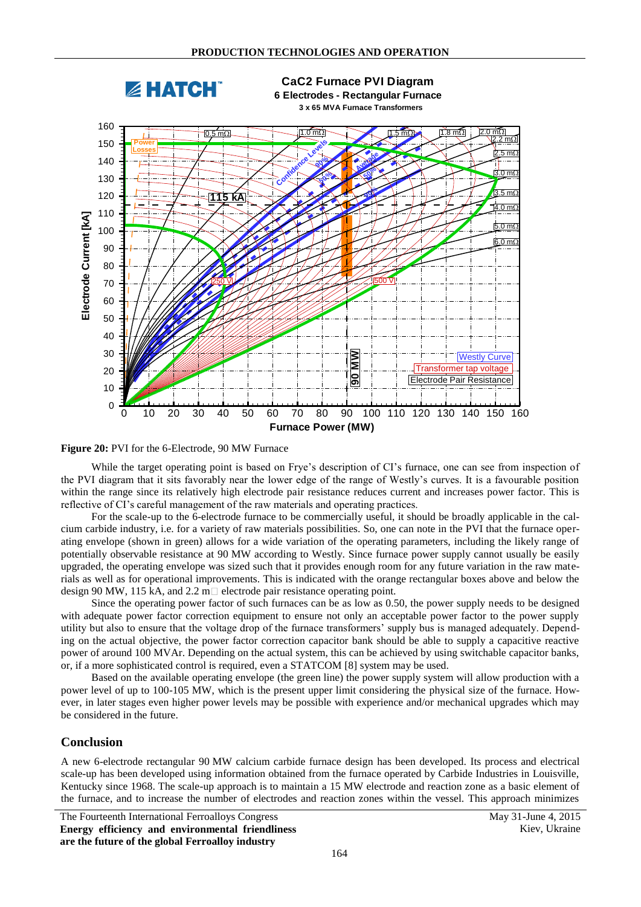Figure 20: PVI for the 6-Electrode, 90 MW Furnace

While the target operating point is based on Frye's description of CI's furnace, one can see from inspection of the PVI diagram that it sits favorably near the lower edge of the range of Westly's curves. It is a favourable position within the range since its relatively high electrode pair resistance reduces current and increases power factor. This is reflective of CI's careful management of the raw materials and operating practices.

For the scale-up to the 6-electrode furnace to be commercially useful, it should be broadly applicable in the calcium carbide industry, i.e. for a variety of raw materials possibilities. So, one can note in the PVI that the furnace operating envelope (shown in green) allows for a wide variation of the operating parameters, including the likely range of potentially observable resistance at 90 MW according to Westly. Since furnace power supply cannot usually be easily upgraded, the operating envelope was sized such that it provides enough room for any future variation in the raw materials as well as for operational improvements. This is indicated with the orange rectangular boxes above and below the design 90 MW, 115 kA, and 2.2 mΩ electrode pair resistance operating point.

Since the operating power factor of such furnaces can be as low as 0.50, the power supply needs to be designed with adequate power factor correction equipment to ensure not only an acceptable power factor to the power supply utility but also to ensure that the voltage drop of the furnace transformers' supply bus is managed adequately. Depending on the actual objective, the power factor correction capacitor bank should be able to supply a capacitive reactive power of around 100 MVAr. Depending on the actual system, this can be achieved by using switchable capacitor banks, or, if a more sophisticated control is required, even a STATCOM [8] system may be used.

Based on the available operating envelope (the green line) the power supply system will allow production with a power level of up to 100-105 MW, which is the present upper limit considering the physical size of the furnace. However, in later stages even higher power levels may be possible with experience and/or mechanical upgrades which may be considered in the future.

## Conclusion

A new 6-electrode rectangular 90 MW calcium carbide furnace design has been developed. Its process and electrical scale-up has been developed using information obtained from the furnace operated by Carbide Industries in Louisville, Kentucky since 1968. The scale-up approach is to maintain a 15 MW electrode and reaction zone as a basic element of the furnace, and to increase the number of electrodes and reaction zones within the vessel. This approach minimizes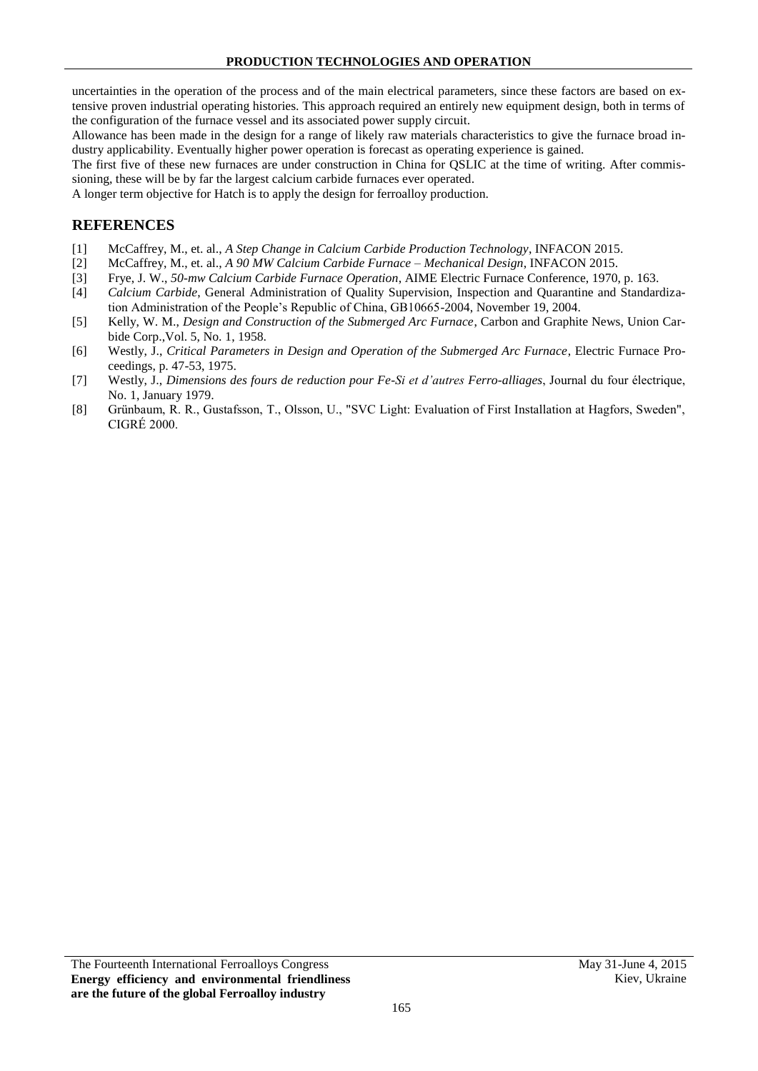uncertainties in the operation of the process and of the main electrical parameters, since these factors are based on extensive proven industrial operating histories. This approach required an entirely new equipment design, both in terms of the configuration of the furnace vessel and its associated power supply circuit.

Allowance has been made in the design for a range of likely raw materials characteristics to give the furnace broad industry applicability. Eventually higher power operation is forecast as operating experience is gained.

The first five of these new furnaces are under construction in China for QSLIC at the time of writing. After commissioning, these will be by far the largest calcium carbide furnaces ever operated.

A longer term objective for Hatch is to apply the design for ferroalloy production.

## REFERENCES

[1] McCaffrey, M., et. al., *A Step Change in Calcium Carbide Production Technology*, INFACON 2015.

[2] McCaffrey, M., et. al., *A 90 MW Calcium Carbide Furnace – Mechanical Design*, INFACON 2015.

[3] Frye, J. W., *50-mw Calcium Carbide Furnace Operation*, AIME Electric Furnace Conference, 1970, p. 163.

[4] *Calcium Carbide*, General Administration of Quality Supervision, Inspection and Quarantine and Standardization Administration of the People's Republic of China, GB10665-2004, November 19, 2004.

[5] Kelly, W. M., *Design and Construction of the Submerged Arc Furnace*, Carbon and Graphite News, Union Carbide Corp.,Vol. 5, No. 1, 1958.

[6] Westly, J., *Critical Parameters in Design and Operation of the Submerged Arc Furnace*, Electric Furnace Proceedings, p. 47-53, 1975.

[7] Westly, J., *Dimensions des fours de reduction pour Fe-Si et d'autres Ferro-alliages*, Journal du four électrique, No. 1, January 1979.

[8] Grünbaum, R. R., Gustafsson, T., Olsson, U., "SVC Light: Evaluation of First Installation at Hagfors, Sweden", CIGRÉ 2000.